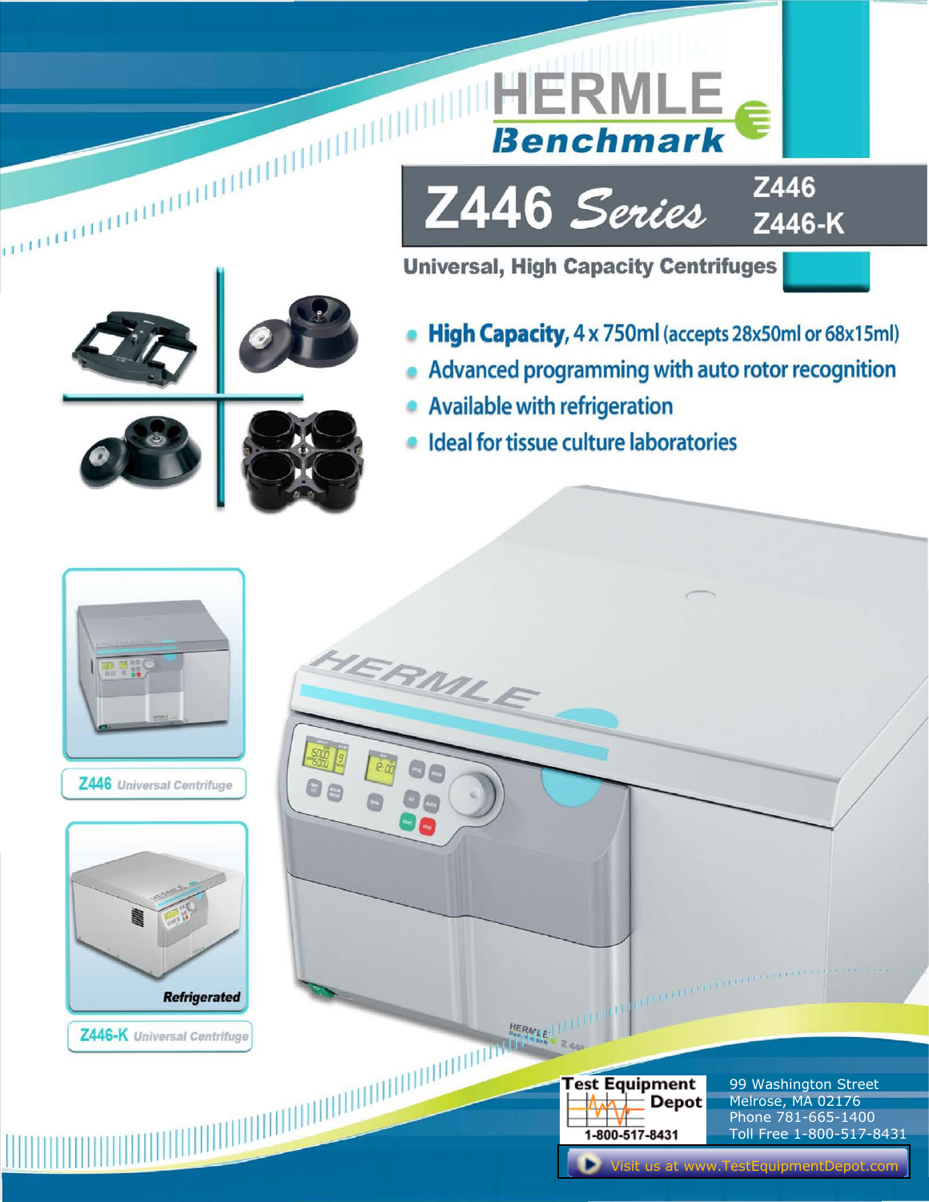# HERMLE Benchmark

## Z446 Series

**Z446**
**Z446-K**

### Universal, High Capacity Centrifuges

- **High Capacity**, 4 x 750ml (accepts 28x50ml or 68x15ml)
- Advanced programming with auto rotor recognition
- Available with refrigeration
- Ideal for tissue culture laboratories

**Z446** *Universal Centrifuge*

*Refrigerated*

**Z446-K** *Universal Centrifuge*

Test Equipment Depot
1-800-517-8431

99 Washington Street
Melrose, MA 02176
Phone 781-665-1400
Toll Free 1-800-517-8431

Visit us at www.TestEquipmentDepot.com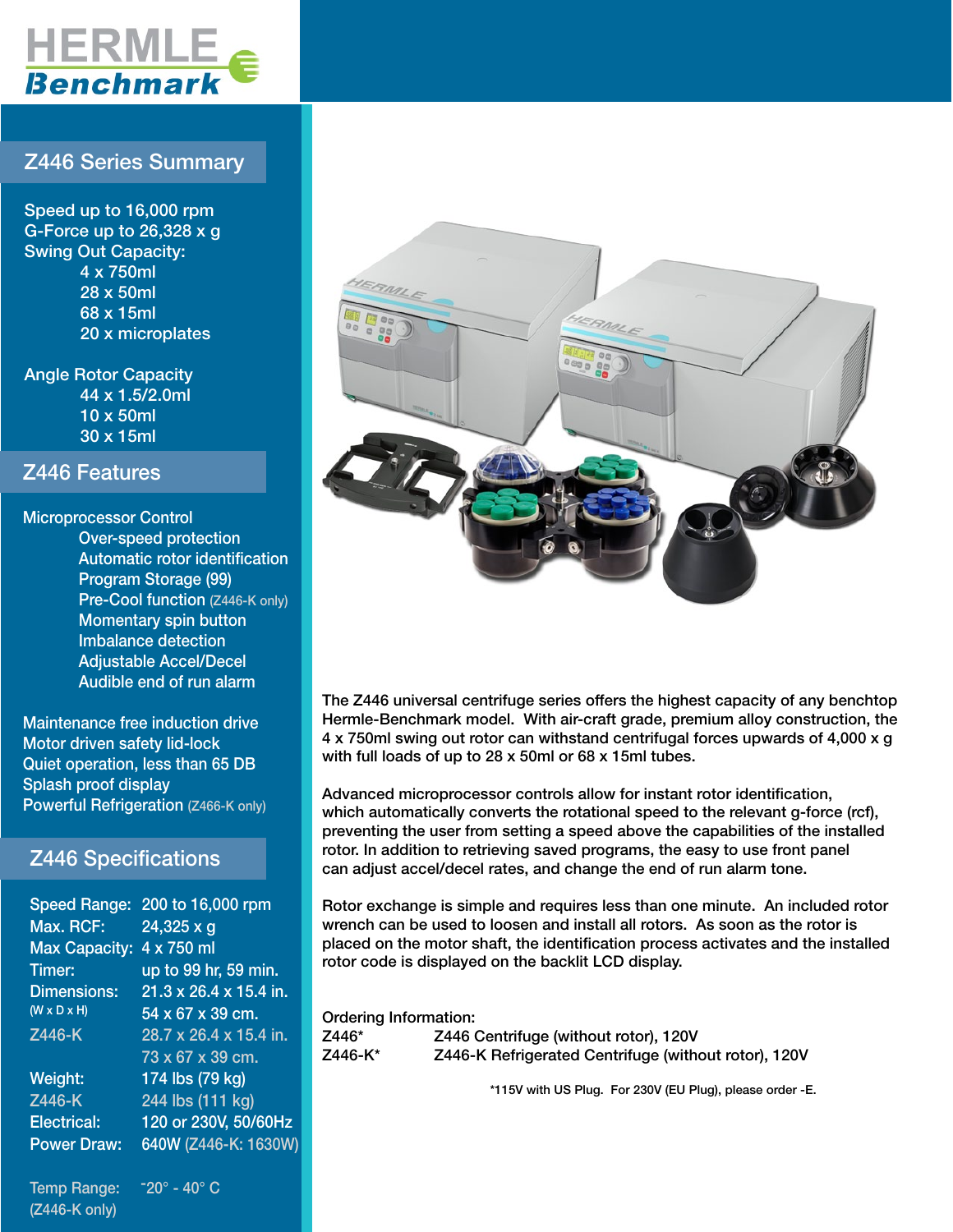HERMLE Benchmark

## Z446 Series Summary

Speed up to 16,000 rpm
G-Force up to 26,328 x g
Swing Out Capacity:
- 4 x 750ml
- 28 x 50ml
- 68 x 15ml
- 20 x microplates

Angle Rotor Capacity
- 44 x 1.5/2.0ml
- 10 x 50ml
- 30 x 15ml

## Z446 Features

Microprocessor Control
- Over-speed protection
- Automatic rotor identification
- Program Storage (99)
- Pre-Cool function (Z446-K only)
- Momentary spin button
- Imbalance detection
- Adjustable Accel/Decel
- Audible end of run alarm

Maintenance free induction drive
Motor driven safety lid-lock
Quiet operation, less than 65 DB
Splash proof display
Powerful Refrigeration (Z466-K only)

## Z446 Specifications

| | |
|---|---|
| Speed Range: | 200 to 16,000 rpm |
| Max. RCF: | 24,325 x g |
| Max Capacity: | 4 x 750 ml |
| Timer: | up to 99 hr, 59 min. |
| Dimensions: (W x D x H) | 21.3 x 26.4 x 15.4 in. 54 x 67 x 39 cm. |
| Z446-K | 28.7 x 26.4 x 15.4 in. 73 x 67 x 39 cm. |
| Weight: | 174 lbs (79 kg) |
| Z446-K | 244 lbs (111 kg) |
| Electrical: | 120 or 230V, 50/60Hz |
| Power Draw: | 640W (Z446-K: 1630W) |
| Temp Range: (Z446-K only) | -20° - 40° C |

The Z446 universal centrifuge series offers the highest capacity of any benchtop Hermle-Benchmark model. With air-craft grade, premium alloy construction, the 4 x 750ml swing out rotor can withstand centrifugal forces upwards of 4,000 x g with full loads of up to 28 x 50ml or 68 x 15ml tubes.

Advanced microprocessor controls allow for instant rotor identification, which automatically converts the rotational speed to the relevant g-force (rcf), preventing the user from setting a speed above the capabilities of the installed rotor. In addition to retrieving saved programs, the easy to use front panel can adjust accel/decel rates, and change the end of run alarm tone.

Rotor exchange is simple and requires less than one minute. An included rotor wrench can be used to loosen and install all rotors. As soon as the rotor is placed on the motor shaft, the identification process activates and the installed rotor code is displayed on the backlit LCD display.

Ordering Information:

| | |
|---|---|
| Z446* | Z446 Centrifuge (without rotor), 120V |
| Z446-K* | Z446-K Refrigerated Centrifuge (without rotor), 120V |

*115V with US Plug. For 230V (EU Plug), please order -E.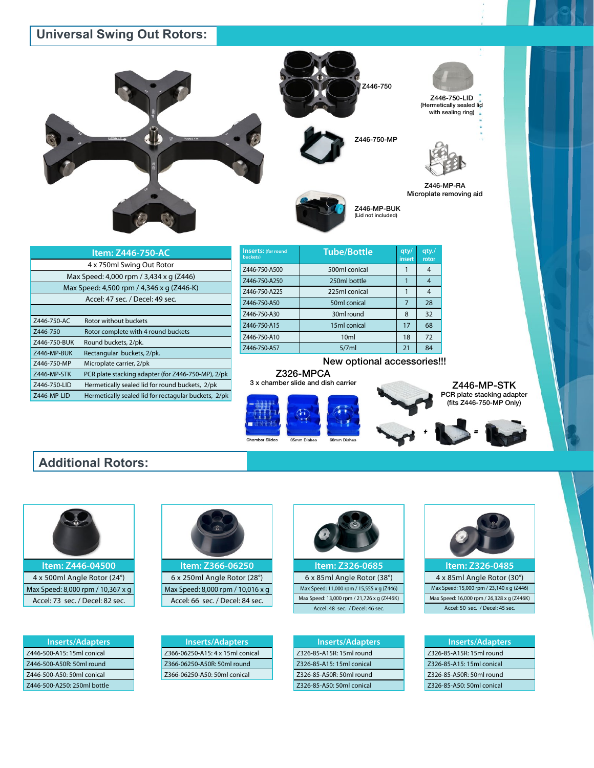## Universal Swing Out Rotors:

Z446-750

Z446-750-LID
(Hermetically sealed lid with sealing ring)

Z446-750-MP

Z446-MP-RA
Microplate removing aid

Z446-MP-BUK
(Lid not included)

| Item: Z446-750-AC | |
|---|---|
| 4 x 750ml Swing Out Rotor | |
| Max Speed: 4,000 rpm / 3,434 x g (Z446) | |
| Max Speed: 4,500 rpm / 4,346 x g (Z446-K) | |
| Accel: 47 sec. / Decel: 49 sec. | |
| | |
| Z446-750-AC | Rotor without buckets |
| Z446-750 | Rotor complete with 4 round buckets |
| Z446-750-BUK | Round buckets, 2/pk. |
| Z446-MP-BUK | Rectangular buckets, 2/pk. |
| Z446-750-MP | Microplate carrier, 2/pk |
| Z446-MP-STK | PCR plate stacking adapter (for Z446-750-MP), 2/pk |
| Z446-750-LID | Hermetically sealed lid for round buckets, 2/pk |
| Z446-MP-LID | Hermetically sealed lid for rectagular buckets, 2/pk |

| Inserts: (for round buckets) | Tube/Bottle | qty/ insert | qty./ rotor |
|---|---|---|---|
| Z446-750-A500 | 500ml conical | 1 | 4 |
| Z446-750-A250 | 250ml bottle | 1 | 4 |
| Z446-750-A225 | 225ml conical | 1 | 4 |
| Z446-750-A50 | 50ml conical | 7 | 28 |
| Z446-750-A30 | 30ml round | 8 | 32 |
| Z446-750-A15 | 15ml conical | 17 | 68 |
| Z446-750-A10 | 10ml | 18 | 72 |
| Z446-750-A57 | 5/7ml | 21 | 84 |

**New optional accessories!!!**

**Z326-MPCA**
3 x chamber slide and dish carrier

Chamber Slides | 35mm Dishes | 60mm Dishes

**Z446-MP-STK**
PCR plate stacking adapter
(fits Z446-750-MP Only)

## Additional Rotors:

| Item: Z446-04500 |
|---|
| 4 x 500ml Angle Rotor (24°) |
| Max Speed: 8,000 rpm / 10,367 x g |
| Accel: 73 sec. / Decel: 82 sec. |

| Inserts/Adapters |
|---|
| Z446-500-A15: 15ml conical |
| Z446-500-A50R: 50ml round |
| Z446-500-A50: 50ml conical |
| Z446-500-A250: 250ml bottle |

| Item: Z366-06250 |
|---|
| 6 x 250ml Angle Rotor (28°) |
| Max Speed: 8,000 rpm / 10,016 x g |
| Accel: 66 sec. / Decel: 84 sec. |

| Inserts/Adapters |
|---|
| Z366-06250-A15: 4 x 15ml conical |
| Z366-06250-A50R: 50ml round |
| Z366-06250-A50: 50ml conical |

| Item: Z326-0685 |
|---|
| 6 x 85ml Angle Rotor (38°) |
| Max Speed: 11,000 rpm / 15,555 x g (Z446) |
| Max Speed: 13,000 rpm / 21,726 x g (Z446K) |
| Accel: 48 sec. / Decel: 46 sec. |

| Inserts/Adapters |
|---|
| Z326-85-A15R: 15ml round |
| Z326-85-A15: 15ml conical |
| Z326-85-A50R: 50ml round |
| Z326-85-A50: 50ml conical |

| Item: Z326-0485 |
|---|
| 4 x 85ml Angle Rotor (30°) |
| Max Speed: 15,000 rpm / 23,140 x g (Z446) |
| Max Speed: 16,000 rpm / 26,328 x g (Z446K) |
| Accel: 50 sec. / Decel: 45 sec. |

| Inserts/Adapters |
|---|
| Z326-85-A15R: 15ml round |
| Z326-85-A15: 15ml conical |
| Z326-85-A50R: 50ml round |
| Z326-85-A50: 50ml conical |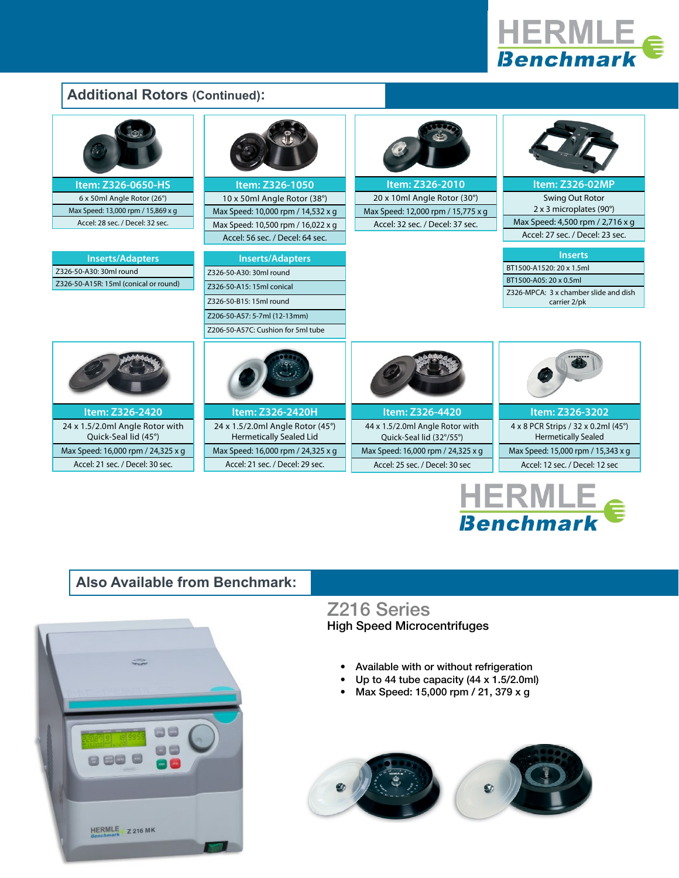## Additional Rotors (Continued):

### Item: Z326-0650-HS

6 x 50ml Angle Rotor (26°)

Max Speed: 13,000 rpm / 15,869 x g

Accel: 28 sec. / Decel: 32 sec.

**Inserts/Adapters**

- Z326-50-A30: 30ml round
- Z326-50-A15R: 15ml (conical or round)

### Item: Z326-1050

10 x 50ml Angle Rotor (38°)

Max Speed: 10,000 rpm / 14,532 x g

Max Speed: 10,500 rpm / 16,022 x g

Accel: 56 sec. / Decel: 64 sec.

**Inserts/Adapters**

- Z326-50-A30: 30ml round
- Z326-50-A15: 15ml conical
- Z326-50-B15: 15ml round
- Z206-50-A57: 5-7ml (12-13mm)
- Z206-50-A57C: Cushion for 5ml tube

### Item: Z326-2010

20 x 10ml Angle Rotor (30°)

Max Speed: 12,000 rpm / 15,775 x g

Accel: 32 sec. / Decel: 37 sec.

### Item: Z326-02MP

Swing Out Rotor
2 x 3 microplates (90°)

Max Speed: 4,500 rpm / 2,716 x g

Accel: 27 sec. / Decel: 23 sec.

**Inserts**

- BT1500-A1520: 20 x 1.5ml
- BT1500-A05: 20 x 0.5ml
- Z326-MPCA: 3 x chamber slide and dish carrier 2/pk

### Item: Z326-2420

24 x 1.5/2.0ml Angle Rotor with Quick-Seal lid (45°)

Max Speed: 16,000 rpm / 24,325 x g

Accel: 21 sec. / Decel: 30 sec.

### Item: Z326-2420H

24 x 1.5/2.0ml Angle Rotor (45°) Hermetically Sealed Lid

Max Speed: 16,000 rpm / 24,325 x g

Accel: 21 sec. / Decel: 29 sec.

### Item: Z326-4420

44 x 1.5/2.0ml Angle Rotor with Quick-Seal lid (32°/55°)

Max Speed: 16,000 rpm / 24,325 x g

Accel: 25 sec. / Decel: 30 sec

### Item: Z326-3202

4 x 8 PCR Strips / 32 x 0.2ml (45°) Hermetically Sealed

Max Speed: 15,000 rpm / 15,343 x g

Accel: 12 sec. / Decel: 12 sec

HERMLE Benchmark

## Also Available from Benchmark:

### Z216 Series

**High Speed Microcentrifuges**

- Available with or without refrigeration
- Up to 44 tube capacity (44 x 1.5/2.0ml)
- Max Speed: 15,000 rpm / 21, 379 x g